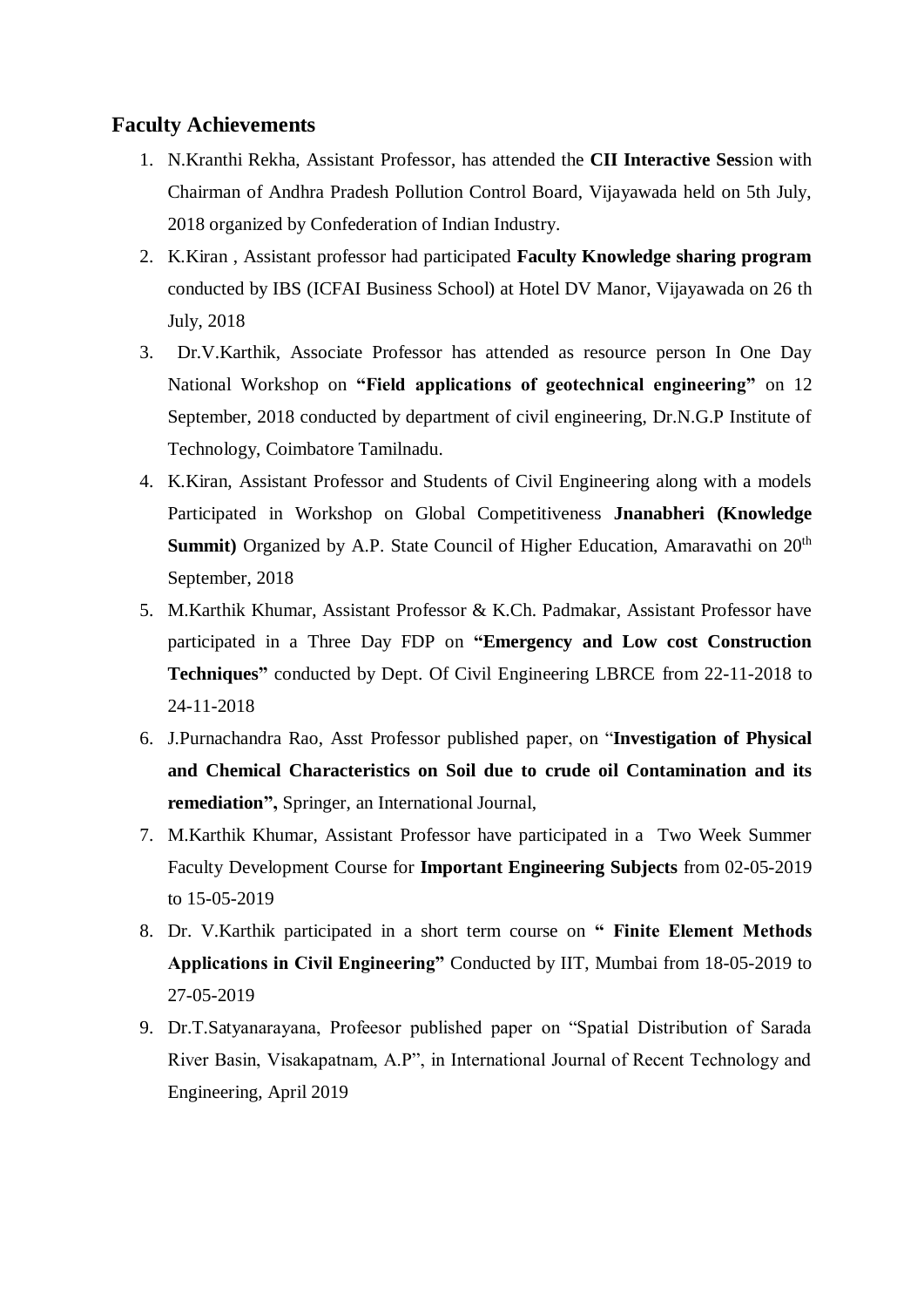## Faculty Achievements

1. N.Kranthi Rekha, Assistant Professor, has attended the **CII Interactive Ses**sion with Chairman of Andhra Pradesh Pollution Control Board, Vijayawada held on 5th July, 2018 organized by Confederation of Indian Industry.
2. K.Kiran , Assistant professor had participated **Faculty Knowledge sharing program** conducted by IBS (ICFAI Business School) at Hotel DV Manor, Vijayawada on 26 th July, 2018
3. Dr.V.Karthik, Associate Professor has attended as resource person In One Day National Workshop on **"Field applications of geotechnical engineering"** on 12 September, 2018 conducted by department of civil engineering, Dr.N.G.P Institute of Technology, Coimbatore Tamilnadu.
4. K.Kiran, Assistant Professor and Students of Civil Engineering along with a models Participated in Workshop on Global Competitiveness **Jnanabheri (Knowledge Summit)** Organized by A.P. State Council of Higher Education, Amaravathi on 20th September, 2018
5. M.Karthik Khumar, Assistant Professor & K.Ch. Padmakar, Assistant Professor have participated in a Three Day FDP on **"Emergency and Low cost Construction Techniques"** conducted by Dept. Of Civil Engineering LBRCE from 22-11-2018 to 24-11-2018
6. J.Purnachandra Rao, Asst Professor published paper, on "**Investigation of Physical and Chemical Characteristics on Soil due to crude oil Contamination and its remediation",** Springer, an International Journal,
7. M.Karthik Khumar, Assistant Professor have participated in a Two Week Summer Faculty Development Course for **Important Engineering Subjects** from 02-05-2019 to 15-05-2019
8. Dr. V.Karthik participated in a short term course on **" Finite Element Methods Applications in Civil Engineering"** Conducted by IIT, Mumbai from 18-05-2019 to 27-05-2019
9. Dr.T.Satyanarayana, Profeesor published paper on "Spatial Distribution of Sarada River Basin, Visakapatnam, A.P", in International Journal of Recent Technology and Engineering, April 2019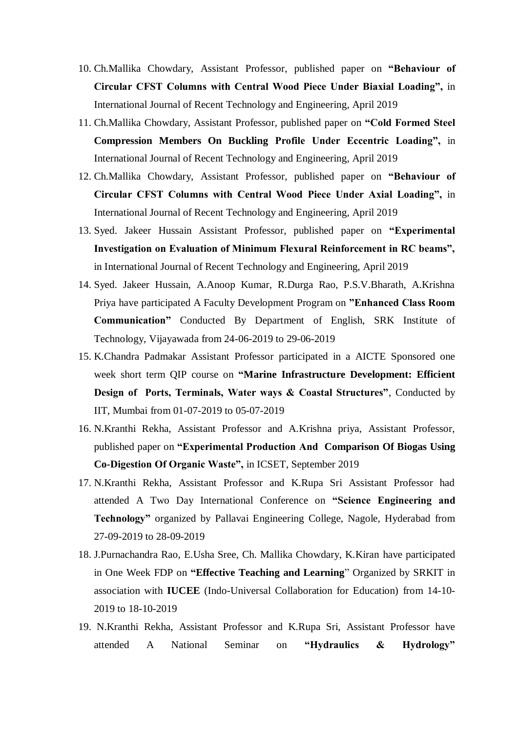10. Ch.Mallika Chowdary, Assistant Professor, published paper on **"Behaviour of Circular CFST Columns with Central Wood Piece Under Biaxial Loading",** in International Journal of Recent Technology and Engineering, April 2019
11. Ch.Mallika Chowdary, Assistant Professor, published paper on **"Cold Formed Steel Compression Members On Buckling Profile Under Eccentric Loading",** in International Journal of Recent Technology and Engineering, April 2019
12. Ch.Mallika Chowdary, Assistant Professor, published paper on **"Behaviour of Circular CFST Columns with Central Wood Piece Under Axial Loading",** in International Journal of Recent Technology and Engineering, April 2019
13. Syed. Jakeer Hussain Assistant Professor, published paper on **"Experimental Investigation on Evaluation of Minimum Flexural Reinforcement in RC beams",** in International Journal of Recent Technology and Engineering, April 2019
14. Syed. Jakeer Hussain, A.Anoop Kumar, R.Durga Rao, P.S.V.Bharath, A.Krishna Priya have participated A Faculty Development Program on **"Enhanced Class Room Communication"** Conducted By Department of English, SRK Institute of Technology, Vijayawada from 24-06-2019 to 29-06-2019
15. K.Chandra Padmakar Assistant Professor participated in a AICTE Sponsored one week short term QIP course on **"Marine Infrastructure Development: Efficient Design of Ports, Terminals, Water ways & Coastal Structures"**, Conducted by IIT, Mumbai from 01-07-2019 to 05-07-2019
16. N.Kranthi Rekha, Assistant Professor and A.Krishna priya, Assistant Professor, published paper on **"Experimental Production And Comparison Of Biogas Using Co-Digestion Of Organic Waste",** in ICSET, September 2019
17. N.Kranthi Rekha, Assistant Professor and K.Rupa Sri Assistant Professor had attended A Two Day International Conference on **"Science Engineering and Technology"** organized by Pallavai Engineering College, Nagole, Hyderabad from 27-09-2019 to 28-09-2019
18. J.Purnachandra Rao, E.Usha Sree, Ch. Mallika Chowdary, K.Kiran have participated in One Week FDP on **"Effective Teaching and Learning"** Organized by SRKIT in association with **IUCEE** (Indo-Universal Collaboration for Education) from 14-10-2019 to 18-10-2019
19. N.Kranthi Rekha, Assistant Professor and K.Rupa Sri, Assistant Professor have attended A National Seminar on **"Hydraulics & Hydrology"**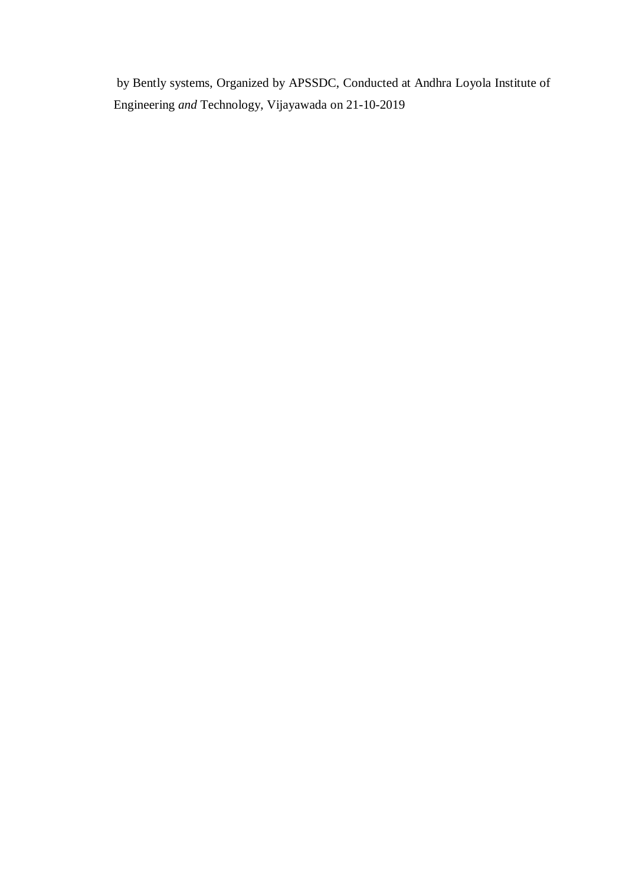by Bently systems, Organized by APSSDC, Conducted at Andhra Loyola Institute of Engineering *and* Technology, Vijayawada on 21-10-2019